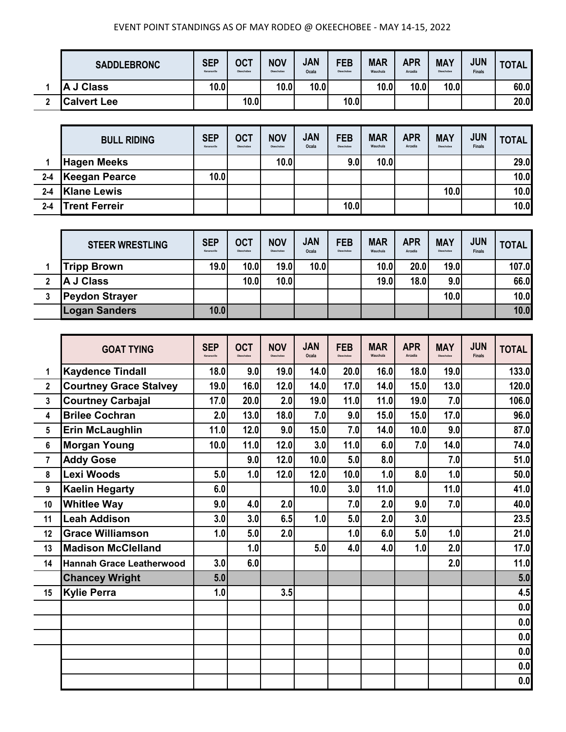EVENT POINT STANDINGS AS OF MAY RODEO @ OKEECHOBEE - MAY 14-15, 2022

| | SADDLEBRONC | SEP Kenansville | OCT Okeechobee | NOV Okeechobee | JAN Ocala | FEB Okeechobee | MAR Wauchula | APR Arcadia | MAY Okeechobee | JUN Finals | TOTAL |
|---|---|---|---|---|---|---|---|---|---|---|---|
| 1 | A J Class | 10.0 | | 10.0 | 10.0 | | 10.0 | 10.0 | 10.0 | | 60.0 |
| 2 | Calvert Lee | | 10.0 | | | 10.0 | | | | | 20.0 |

| | BULL RIDING | SEP Kenansville | OCT Okeechobee | NOV Okeechobee | JAN Ocala | FEB Okeechobee | MAR Wauchula | APR Arcadia | MAY Okeechobee | JUN Finals | TOTAL |
|---|---|---|---|---|---|---|---|---|---|---|---|
| 1 | Hagen Meeks | | | 10.0 | | 9.0 | 10.0 | | | | 29.0 |
| 2-4 | Keegan Pearce | 10.0 | | | | | | | | | 10.0 |
| 2-4 | Klane Lewis | | | | | | | | 10.0 | | 10.0 |
| 2-4 | Trent Ferreir | | | | | 10.0 | | | | | 10.0 |

| | STEER WRESTLING | SEP Kenansville | OCT Okeechobee | NOV Okeechobee | JAN Ocala | FEB Okeechobee | MAR Wauchula | APR Arcadia | MAY Okeechobee | JUN Finals | TOTAL |
|---|---|---|---|---|---|---|---|---|---|---|---|
| 1 | Tripp Brown | 19.0 | 10.0 | 19.0 | 10.0 | | 10.0 | 20.0 | 19.0 | | 107.0 |
| 2 | A J Class | | 10.0 | 10.0 | | | 19.0 | 18.0 | 9.0 | | 66.0 |
| 3 | Peydon Strayer | | | | | | | | 10.0 | | 10.0 |
| | Logan Sanders | 10.0 | | | | | | | | | 10.0 |

| | GOAT TYING | SEP Kenansville | OCT Okeechobee | NOV Okeechobee | JAN Ocala | FEB Okeechobee | MAR Wauchula | APR Arcadia | MAY Okeechobee | JUN Finals | TOTAL |
|---|---|---|---|---|---|---|---|---|---|---|---|
| 1 | Kaydence Tindall | 18.0 | 9.0 | 19.0 | 14.0 | 20.0 | 16.0 | 18.0 | 19.0 | | 133.0 |
| 2 | Courtney Grace Stalvey | 19.0 | 16.0 | 12.0 | 14.0 | 17.0 | 14.0 | 15.0 | 13.0 | | 120.0 |
| 3 | Courtney Carbajal | 17.0 | 20.0 | 2.0 | 19.0 | 11.0 | 11.0 | 19.0 | 7.0 | | 106.0 |
| 4 | Brilee Cochran | 2.0 | 13.0 | 18.0 | 7.0 | 9.0 | 15.0 | 15.0 | 17.0 | | 96.0 |
| 5 | Erin McLaughlin | 11.0 | 12.0 | 9.0 | 15.0 | 7.0 | 14.0 | 10.0 | 9.0 | | 87.0 |
| 6 | Morgan Young | 10.0 | 11.0 | 12.0 | 3.0 | 11.0 | 6.0 | 7.0 | 14.0 | | 74.0 |
| 7 | Addy Gose | | 9.0 | 12.0 | 10.0 | 5.0 | 8.0 | | 7.0 | | 51.0 |
| 8 | Lexi Woods | 5.0 | 1.0 | 12.0 | 12.0 | 10.0 | 1.0 | 8.0 | 1.0 | | 50.0 |
| 9 | Kaelin Hegarty | 6.0 | | | 10.0 | 3.0 | 11.0 | | 11.0 | | 41.0 |
| 10 | Whitlee Way | 9.0 | 4.0 | 2.0 | | 7.0 | 2.0 | 9.0 | 7.0 | | 40.0 |
| 11 | Leah Addison | 3.0 | 3.0 | 6.5 | 1.0 | 5.0 | 2.0 | 3.0 | | | 23.5 |
| 12 | Grace Williamson | 1.0 | 5.0 | 2.0 | | 1.0 | 6.0 | 5.0 | 1.0 | | 21.0 |
| 13 | Madison McClelland | | 1.0 | | 5.0 | 4.0 | 4.0 | 1.0 | 2.0 | | 17.0 |
| 14 | Hannah Grace Leatherwood | 3.0 | 6.0 | | | | | | 2.0 | | 11.0 |
| | Chancey Wright | 5.0 | | | | | | | | | 5.0 |
| 15 | Kylie Perra | 1.0 | | 3.5 | | | | | | | 4.5 |
| | | | | | | | | | | | 0.0 |
| | | | | | | | | | | | 0.0 |
| | | | | | | | | | | | 0.0 |
| | | | | | | | | | | | 0.0 |
| | | | | | | | | | | | 0.0 |
| | | | | | | | | | | | 0.0 |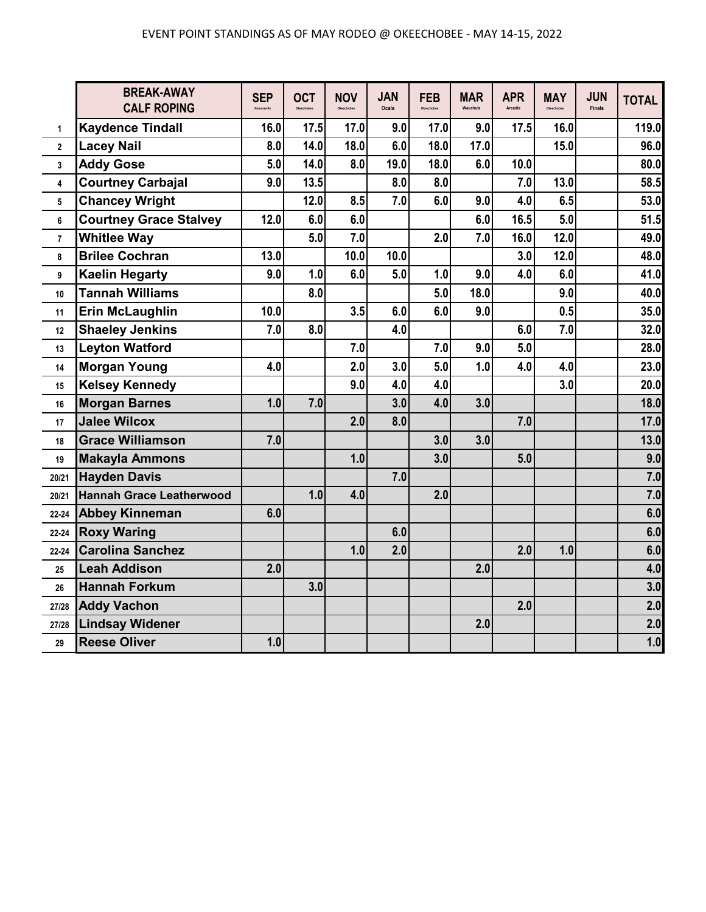EVENT POINT STANDINGS AS OF MAY RODEO @ OKEECHOBEE - MAY 14-15, 2022

| | BREAK-AWAY CALF ROPING | SEP Kenansville | OCT Okeechobee | NOV Okeechobee | JAN Ocala | FEB Okeechobee | MAR Wauchula | APR Arcadia | MAY Okeechobee | JUN Finals | TOTAL |
|---|---|---|---|---|---|---|---|---|---|---|---|
| 1 | Kaydence Tindall | 16.0 | 17.5 | 17.0 | 9.0 | 17.0 | 9.0 | 17.5 | 16.0 | | 119.0 |
| 2 | Lacey Nail | 8.0 | 14.0 | 18.0 | 6.0 | 18.0 | 17.0 | | 15.0 | | 96.0 |
| 3 | Addy Gose | 5.0 | 14.0 | 8.0 | 19.0 | 18.0 | 6.0 | 10.0 | | | 80.0 |
| 4 | Courtney Carbajal | 9.0 | 13.5 | | 8.0 | 8.0 | | 7.0 | 13.0 | | 58.5 |
| 5 | Chancey Wright | | 12.0 | 8.5 | 7.0 | 6.0 | 9.0 | 4.0 | 6.5 | | 53.0 |
| 6 | Courtney Grace Stalvey | 12.0 | 6.0 | 6.0 | | | 6.0 | 16.5 | 5.0 | | 51.5 |
| 7 | Whitlee Way | | 5.0 | 7.0 | | 2.0 | 7.0 | 16.0 | 12.0 | | 49.0 |
| 8 | Brilee Cochran | 13.0 | | 10.0 | 10.0 | | | 3.0 | 12.0 | | 48.0 |
| 9 | Kaelin Hegarty | 9.0 | 1.0 | 6.0 | 5.0 | 1.0 | 9.0 | 4.0 | 6.0 | | 41.0 |
| 10 | Tannah Williams | | 8.0 | | | 5.0 | 18.0 | | 9.0 | | 40.0 |
| 11 | Erin McLaughlin | 10.0 | | 3.5 | 6.0 | 6.0 | 9.0 | | 0.5 | | 35.0 |
| 12 | Shaeley Jenkins | 7.0 | 8.0 | | 4.0 | | | 6.0 | 7.0 | | 32.0 |
| 13 | Leyton Watford | | | 7.0 | | 7.0 | 9.0 | 5.0 | | | 28.0 |
| 14 | Morgan Young | 4.0 | | 2.0 | 3.0 | 5.0 | 1.0 | 4.0 | 4.0 | | 23.0 |
| 15 | Kelsey Kennedy | | | 9.0 | 4.0 | 4.0 | | | 3.0 | | 20.0 |
| 16 | Morgan Barnes | 1.0 | 7.0 | | 3.0 | 4.0 | 3.0 | | | | 18.0 |
| 17 | Jalee Wilcox | | | 2.0 | 8.0 | | | 7.0 | | | 17.0 |
| 18 | Grace Williamson | 7.0 | | | | 3.0 | 3.0 | | | | 13.0 |
| 19 | Makayla Ammons | | | 1.0 | | 3.0 | | 5.0 | | | 9.0 |
| 20/21 | Hayden Davis | | | | 7.0 | | | | | | 7.0 |
| 20/21 | Hannah Grace Leatherwood | | 1.0 | 4.0 | | 2.0 | | | | | 7.0 |
| 22-24 | Abbey Kinneman | 6.0 | | | | | | | | | 6.0 |
| 22-24 | Roxy Waring | | | | 6.0 | | | | | | 6.0 |
| 22-24 | Carolina Sanchez | | | 1.0 | 2.0 | | | 2.0 | 1.0 | | 6.0 |
| 25 | Leah Addison | 2.0 | | | | | 2.0 | | | | 4.0 |
| 26 | Hannah Forkum | | 3.0 | | | | | | | | 3.0 |
| 27/28 | Addy Vachon | | | | | | | 2.0 | | | 2.0 |
| 27/28 | Lindsay Widener | | | | | | 2.0 | | | | 2.0 |
| 29 | Reese Oliver | 1.0 | | | | | | | | | 1.0 |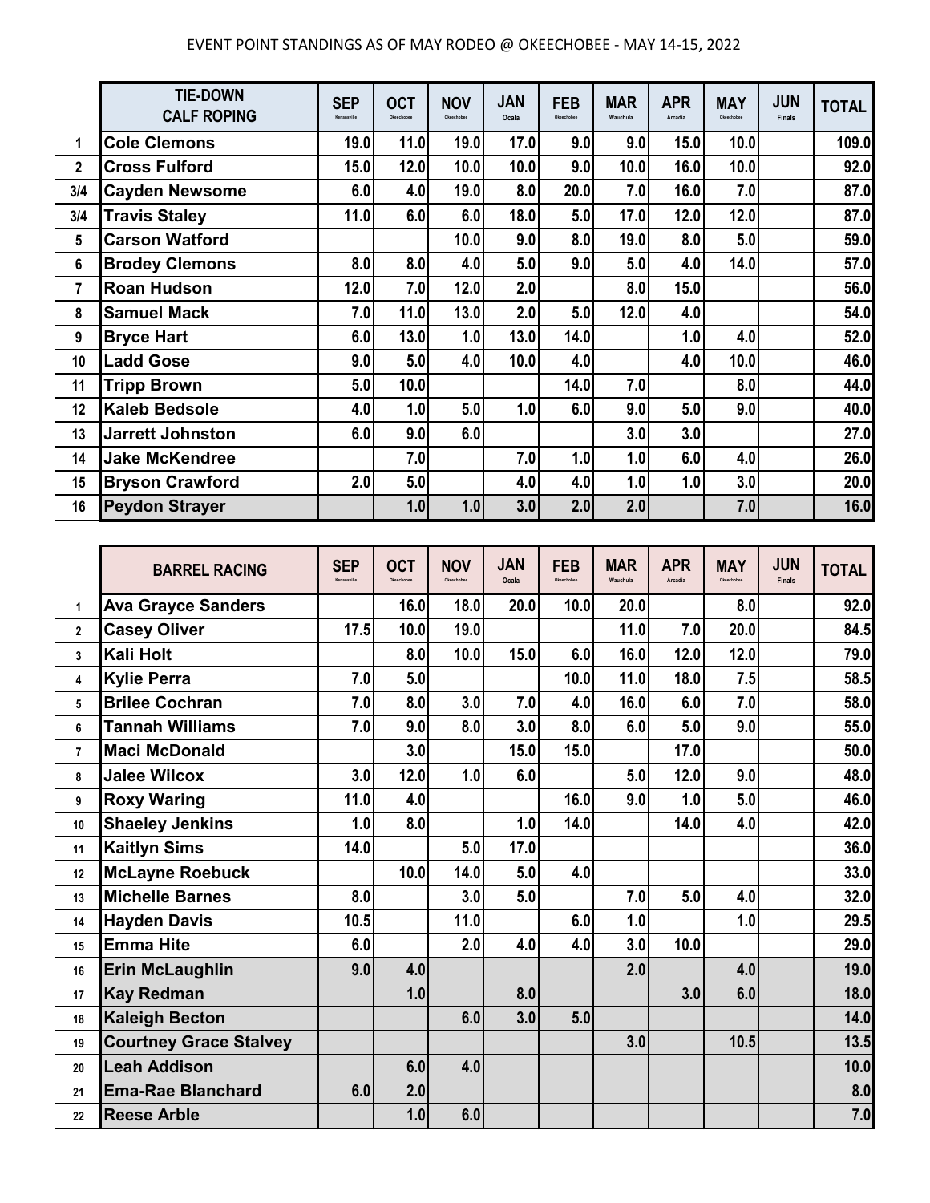EVENT POINT STANDINGS AS OF MAY RODEO @ OKEECHOBEE - MAY 14-15, 2022

| | TIE-DOWN CALF ROPING | SEP Kenansville | OCT Okeechobee | NOV Okeechobee | JAN Ocala | FEB Okeechobee | MAR Wauchula | APR Arcadia | MAY Okeechobee | JUN Finals | TOTAL |
|---|---|---|---|---|---|---|---|---|---|---|---|
| 1 | Cole Clemons | 19.0 | 11.0 | 19.0 | 17.0 | 9.0 | 9.0 | 15.0 | 10.0 | | 109.0 |
| 2 | Cross Fulford | 15.0 | 12.0 | 10.0 | 10.0 | 9.0 | 10.0 | 16.0 | 10.0 | | 92.0 |
| 3/4 | Cayden Newsome | 6.0 | 4.0 | 19.0 | 8.0 | 20.0 | 7.0 | 16.0 | 7.0 | | 87.0 |
| 3/4 | Travis Staley | 11.0 | 6.0 | 6.0 | 18.0 | 5.0 | 17.0 | 12.0 | 12.0 | | 87.0 |
| 5 | Carson Watford | | | 10.0 | 9.0 | 8.0 | 19.0 | 8.0 | 5.0 | | 59.0 |
| 6 | Brodey Clemons | 8.0 | 8.0 | 4.0 | 5.0 | 9.0 | 5.0 | 4.0 | 14.0 | | 57.0 |
| 7 | Roan Hudson | 12.0 | 7.0 | 12.0 | 2.0 | | 8.0 | 15.0 | | | 56.0 |
| 8 | Samuel Mack | 7.0 | 11.0 | 13.0 | 2.0 | 5.0 | 12.0 | 4.0 | | | 54.0 |
| 9 | Bryce Hart | 6.0 | 13.0 | 1.0 | 13.0 | 14.0 | | 1.0 | 4.0 | | 52.0 |
| 10 | Ladd Gose | 9.0 | 5.0 | 4.0 | 10.0 | 4.0 | | 4.0 | 10.0 | | 46.0 |
| 11 | Tripp Brown | 5.0 | 10.0 | | | 14.0 | 7.0 | | 8.0 | | 44.0 |
| 12 | Kaleb Bedsole | 4.0 | 1.0 | 5.0 | 1.0 | 6.0 | 9.0 | 5.0 | 9.0 | | 40.0 |
| 13 | Jarrett Johnston | 6.0 | 9.0 | 6.0 | | | 3.0 | 3.0 | | | 27.0 |
| 14 | Jake McKendree | | 7.0 | | 7.0 | 1.0 | 1.0 | 6.0 | 4.0 | | 26.0 |
| 15 | Bryson Crawford | 2.0 | 5.0 | | 4.0 | 4.0 | 1.0 | 1.0 | 3.0 | | 20.0 |
| 16 | Peydon Strayer | | 1.0 | 1.0 | 3.0 | 2.0 | 2.0 | | 7.0 | | 16.0 |

| | BARREL RACING | SEP Kenansville | OCT Okeechobee | NOV Okeechobee | JAN Ocala | FEB Okeechobee | MAR Wauchula | APR Arcadia | MAY Okeechobee | JUN Finals | TOTAL |
|---|---|---|---|---|---|---|---|---|---|---|---|
| 1 | Ava Grayce Sanders | | 16.0 | 18.0 | 20.0 | 10.0 | 20.0 | | 8.0 | | 92.0 |
| 2 | Casey Oliver | 17.5 | 10.0 | 19.0 | | | 11.0 | 7.0 | 20.0 | | 84.5 |
| 3 | Kali Holt | | 8.0 | 10.0 | 15.0 | 6.0 | 16.0 | 12.0 | 12.0 | | 79.0 |
| 4 | Kylie Perra | 7.0 | 5.0 | | | 10.0 | 11.0 | 18.0 | 7.5 | | 58.5 |
| 5 | Brilee Cochran | 7.0 | 8.0 | 3.0 | 7.0 | 4.0 | 16.0 | 6.0 | 7.0 | | 58.0 |
| 6 | Tannah Williams | 7.0 | 9.0 | 8.0 | 3.0 | 8.0 | 6.0 | 5.0 | 9.0 | | 55.0 |
| 7 | Maci McDonald | | 3.0 | | 15.0 | 15.0 | | 17.0 | | | 50.0 |
| 8 | Jalee Wilcox | 3.0 | 12.0 | 1.0 | 6.0 | | 5.0 | 12.0 | 9.0 | | 48.0 |
| 9 | Roxy Waring | 11.0 | 4.0 | | | 16.0 | 9.0 | 1.0 | 5.0 | | 46.0 |
| 10 | Shaeley Jenkins | 1.0 | 8.0 | | 1.0 | 14.0 | | 14.0 | 4.0 | | 42.0 |
| 11 | Kaitlyn Sims | 14.0 | | 5.0 | 17.0 | | | | | | 36.0 |
| 12 | McLayne Roebuck | | 10.0 | 14.0 | 5.0 | 4.0 | | | | | 33.0 |
| 13 | Michelle Barnes | 8.0 | | 3.0 | 5.0 | | 7.0 | 5.0 | 4.0 | | 32.0 |
| 14 | Hayden Davis | 10.5 | | 11.0 | | 6.0 | 1.0 | | 1.0 | | 29.5 |
| 15 | Emma Hite | 6.0 | | 2.0 | 4.0 | 4.0 | 3.0 | 10.0 | | | 29.0 |
| 16 | Erin McLaughlin | 9.0 | 4.0 | | | | 2.0 | | 4.0 | | 19.0 |
| 17 | Kay Redman | | 1.0 | | 8.0 | | | 3.0 | 6.0 | | 18.0 |
| 18 | Kaleigh Becton | | | 6.0 | 3.0 | 5.0 | | | | | 14.0 |
| 19 | Courtney Grace Stalvey | | | | | | 3.0 | | 10.5 | | 13.5 |
| 20 | Leah Addison | | 6.0 | 4.0 | | | | | | | 10.0 |
| 21 | Ema-Rae Blanchard | 6.0 | 2.0 | | | | | | | | 8.0 |
| 22 | Reese Arble | | 1.0 | 6.0 | | | | | | | 7.0 |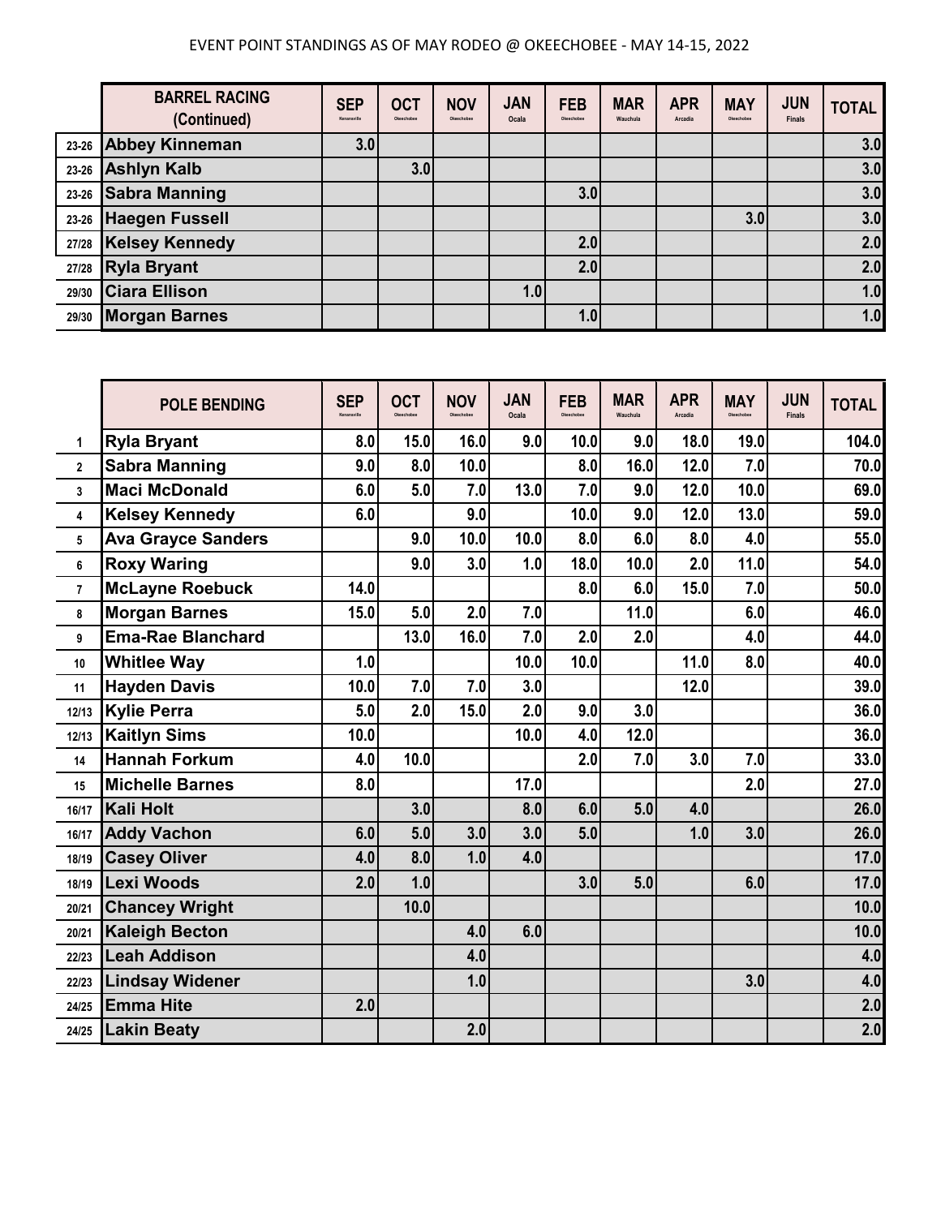EVENT POINT STANDINGS AS OF MAY RODEO @ OKEECHOBEE - MAY 14-15, 2022

| | BARREL RACING (Continued) | SEP Kenansville | OCT Okeechobee | NOV Okeechobee | JAN Ocala | FEB Okeechobee | MAR Wauchula | APR Arcadia | MAY Okeechobee | JUN Finals | TOTAL |
|---|---|---|---|---|---|---|---|---|---|---|---|
| 23-26 | Abbey Kinneman | 3.0 | | | | | | | | | 3.0 |
| 23-26 | Ashlyn Kalb | | 3.0 | | | | | | | | 3.0 |
| 23-26 | Sabra Manning | | | | | 3.0 | | | | | 3.0 |
| 23-26 | Haegen Fussell | | | | | | | | 3.0 | | 3.0 |
| 27/28 | Kelsey Kennedy | | | | | 2.0 | | | | | 2.0 |
| 27/28 | Ryla Bryant | | | | | 2.0 | | | | | 2.0 |
| 29/30 | Ciara Ellison | | | | 1.0 | | | | | | 1.0 |
| 29/30 | Morgan Barnes | | | | | 1.0 | | | | | 1.0 |

| | POLE BENDING | SEP Kenansville | OCT Okeechobee | NOV Okeechobee | JAN Ocala | FEB Okeechobee | MAR Wauchula | APR Arcadia | MAY Okeechobee | JUN Finals | TOTAL |
|---|---|---|---|---|---|---|---|---|---|---|---|
| 1 | Ryla Bryant | 8.0 | 15.0 | 16.0 | 9.0 | 10.0 | 9.0 | 18.0 | 19.0 | | 104.0 |
| 2 | Sabra Manning | 9.0 | 8.0 | 10.0 | | 8.0 | 16.0 | 12.0 | 7.0 | | 70.0 |
| 3 | Maci McDonald | 6.0 | 5.0 | 7.0 | 13.0 | 7.0 | 9.0 | 12.0 | 10.0 | | 69.0 |
| 4 | Kelsey Kennedy | 6.0 | | 9.0 | | 10.0 | 9.0 | 12.0 | 13.0 | | 59.0 |
| 5 | Ava Grayce Sanders | | 9.0 | 10.0 | 10.0 | 8.0 | 6.0 | 8.0 | 4.0 | | 55.0 |
| 6 | Roxy Waring | | 9.0 | 3.0 | 1.0 | 18.0 | 10.0 | 2.0 | 11.0 | | 54.0 |
| 7 | McLayne Roebuck | 14.0 | | | | 8.0 | 6.0 | 15.0 | 7.0 | | 50.0 |
| 8 | Morgan Barnes | 15.0 | 5.0 | 2.0 | 7.0 | | 11.0 | | 6.0 | | 46.0 |
| 9 | Ema-Rae Blanchard | | 13.0 | 16.0 | 7.0 | 2.0 | 2.0 | | 4.0 | | 44.0 |
| 10 | Whitlee Way | 1.0 | | | 10.0 | 10.0 | | 11.0 | 8.0 | | 40.0 |
| 11 | Hayden Davis | 10.0 | 7.0 | 7.0 | 3.0 | | | 12.0 | | | 39.0 |
| 12/13 | Kylie Perra | 5.0 | 2.0 | 15.0 | 2.0 | 9.0 | 3.0 | | | | 36.0 |
| 12/13 | Kaitlyn Sims | 10.0 | | | 10.0 | 4.0 | 12.0 | | | | 36.0 |
| 14 | Hannah Forkum | 4.0 | 10.0 | | | 2.0 | 7.0 | 3.0 | 7.0 | | 33.0 |
| 15 | Michelle Barnes | 8.0 | | | 17.0 | | | | 2.0 | | 27.0 |
| 16/17 | Kali Holt | | 3.0 | | 8.0 | 6.0 | 5.0 | 4.0 | | | 26.0 |
| 16/17 | Addy Vachon | 6.0 | 5.0 | 3.0 | 3.0 | 5.0 | | 1.0 | 3.0 | | 26.0 |
| 18/19 | Casey Oliver | 4.0 | 8.0 | 1.0 | 4.0 | | | | | | 17.0 |
| 18/19 | Lexi Woods | 2.0 | 1.0 | | | 3.0 | 5.0 | | 6.0 | | 17.0 |
| 20/21 | Chancey Wright | | 10.0 | | | | | | | | 10.0 |
| 20/21 | Kaleigh Becton | | | 4.0 | 6.0 | | | | | | 10.0 |
| 22/23 | Leah Addison | | | 4.0 | | | | | | | 4.0 |
| 22/23 | Lindsay Widener | | | 1.0 | | | | | 3.0 | | 4.0 |
| 24/25 | Emma Hite | 2.0 | | | | | | | | | 2.0 |
| 24/25 | Lakin Beaty | | | 2.0 | | | | | | | 2.0 |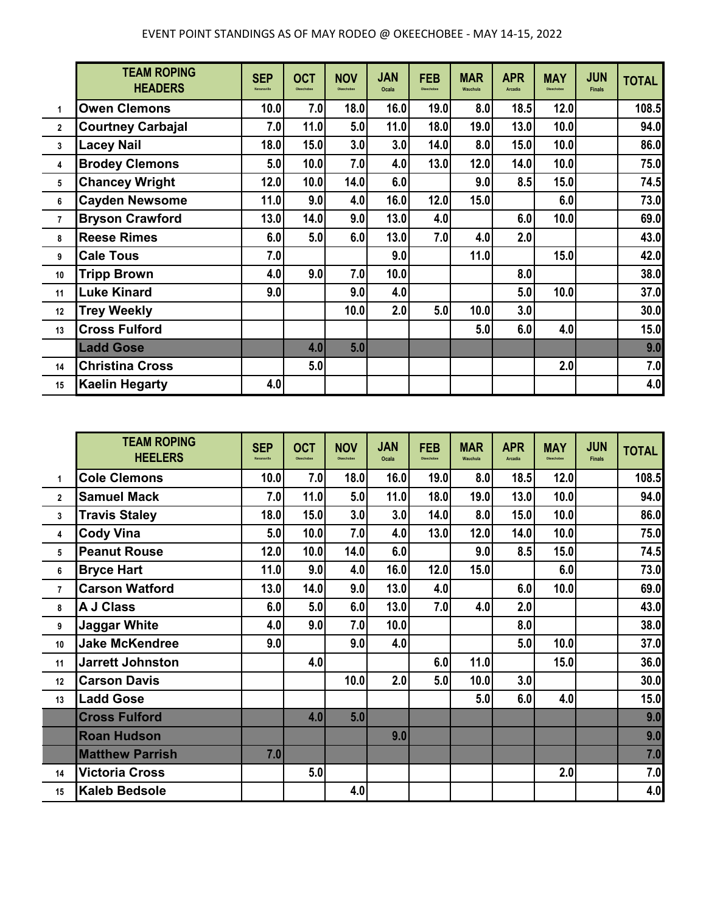EVENT POINT STANDINGS AS OF MAY RODEO @ OKEECHOBEE - MAY 14-15, 2022

| | TEAM ROPING HEADERS | SEP Kenansville | OCT Okeechobee | NOV Okeechobee | JAN Ocala | FEB Okeechobee | MAR Wauchula | APR Arcadia | MAY Okeechobee | JUN Finals | TOTAL |
|---|---|---|---|---|---|---|---|---|---|---|---|
| 1 | Owen Clemons | 10.0 | 7.0 | 18.0 | 16.0 | 19.0 | 8.0 | 18.5 | 12.0 | | 108.5 |
| 2 | Courtney Carbajal | 7.0 | 11.0 | 5.0 | 11.0 | 18.0 | 19.0 | 13.0 | 10.0 | | 94.0 |
| 3 | Lacey Nail | 18.0 | 15.0 | 3.0 | 3.0 | 14.0 | 8.0 | 15.0 | 10.0 | | 86.0 |
| 4 | Brodey Clemons | 5.0 | 10.0 | 7.0 | 4.0 | 13.0 | 12.0 | 14.0 | 10.0 | | 75.0 |
| 5 | Chancey Wright | 12.0 | 10.0 | 14.0 | 6.0 | | 9.0 | 8.5 | 15.0 | | 74.5 |
| 6 | Cayden Newsome | 11.0 | 9.0 | 4.0 | 16.0 | 12.0 | 15.0 | | 6.0 | | 73.0 |
| 7 | Bryson Crawford | 13.0 | 14.0 | 9.0 | 13.0 | 4.0 | | 6.0 | 10.0 | | 69.0 |
| 8 | Reese Rimes | 6.0 | 5.0 | 6.0 | 13.0 | 7.0 | 4.0 | 2.0 | | | 43.0 |
| 9 | Cale Tous | 7.0 | | | 9.0 | | 11.0 | | 15.0 | | 42.0 |
| 10 | Tripp Brown | 4.0 | 9.0 | 7.0 | 10.0 | | | 8.0 | | | 38.0 |
| 11 | Luke Kinard | 9.0 | | 9.0 | 4.0 | | | 5.0 | 10.0 | | 37.0 |
| 12 | Trey Weekly | | | 10.0 | 2.0 | 5.0 | 10.0 | 3.0 | | | 30.0 |
| 13 | Cross Fulford | | | | | | 5.0 | 6.0 | 4.0 | | 15.0 |
| | Ladd Gose | | 4.0 | 5.0 | | | | | | | 9.0 |
| 14 | Christina Cross | | 5.0 | | | | | | 2.0 | | 7.0 |
| 15 | Kaelin Hegarty | 4.0 | | | | | | | | | 4.0 |

| | TEAM ROPING HEELERS | SEP Kenansville | OCT Okeechobee | NOV Okeechobee | JAN Ocala | FEB Okeechobee | MAR Wauchula | APR Arcadia | MAY Okeechobee | JUN Finals | TOTAL |
|---|---|---|---|---|---|---|---|---|---|---|---|
| 1 | Cole Clemons | 10.0 | 7.0 | 18.0 | 16.0 | 19.0 | 8.0 | 18.5 | 12.0 | | 108.5 |
| 2 | Samuel Mack | 7.0 | 11.0 | 5.0 | 11.0 | 18.0 | 19.0 | 13.0 | 10.0 | | 94.0 |
| 3 | Travis Staley | 18.0 | 15.0 | 3.0 | 3.0 | 14.0 | 8.0 | 15.0 | 10.0 | | 86.0 |
| 4 | Cody Vina | 5.0 | 10.0 | 7.0 | 4.0 | 13.0 | 12.0 | 14.0 | 10.0 | | 75.0 |
| 5 | Peanut Rouse | 12.0 | 10.0 | 14.0 | 6.0 | | 9.0 | 8.5 | 15.0 | | 74.5 |
| 6 | Bryce Hart | 11.0 | 9.0 | 4.0 | 16.0 | 12.0 | 15.0 | | 6.0 | | 73.0 |
| 7 | Carson Watford | 13.0 | 14.0 | 9.0 | 13.0 | 4.0 | | 6.0 | 10.0 | | 69.0 |
| 8 | A J Class | 6.0 | 5.0 | 6.0 | 13.0 | 7.0 | 4.0 | 2.0 | | | 43.0 |
| 9 | Jaggar White | 4.0 | 9.0 | 7.0 | 10.0 | | | 8.0 | | | 38.0 |
| 10 | Jake McKendree | 9.0 | | 9.0 | 4.0 | | | 5.0 | 10.0 | | 37.0 |
| 11 | Jarrett Johnston | | 4.0 | | | 6.0 | 11.0 | | 15.0 | | 36.0 |
| 12 | Carson Davis | | | 10.0 | 2.0 | 5.0 | 10.0 | 3.0 | | | 30.0 |
| 13 | Ladd Gose | | | | | | 5.0 | 6.0 | 4.0 | | 15.0 |
| | Cross Fulford | | 4.0 | 5.0 | | | | | | | 9.0 |
| | Roan Hudson | | | | 9.0 | | | | | | 9.0 |
| | Matthew Parrish | 7.0 | | | | | | | | | 7.0 |
| 14 | Victoria Cross | | 5.0 | | | | | | 2.0 | | 7.0 |
| 15 | Kaleb Bedsole | | | 4.0 | | | | | | | 4.0 |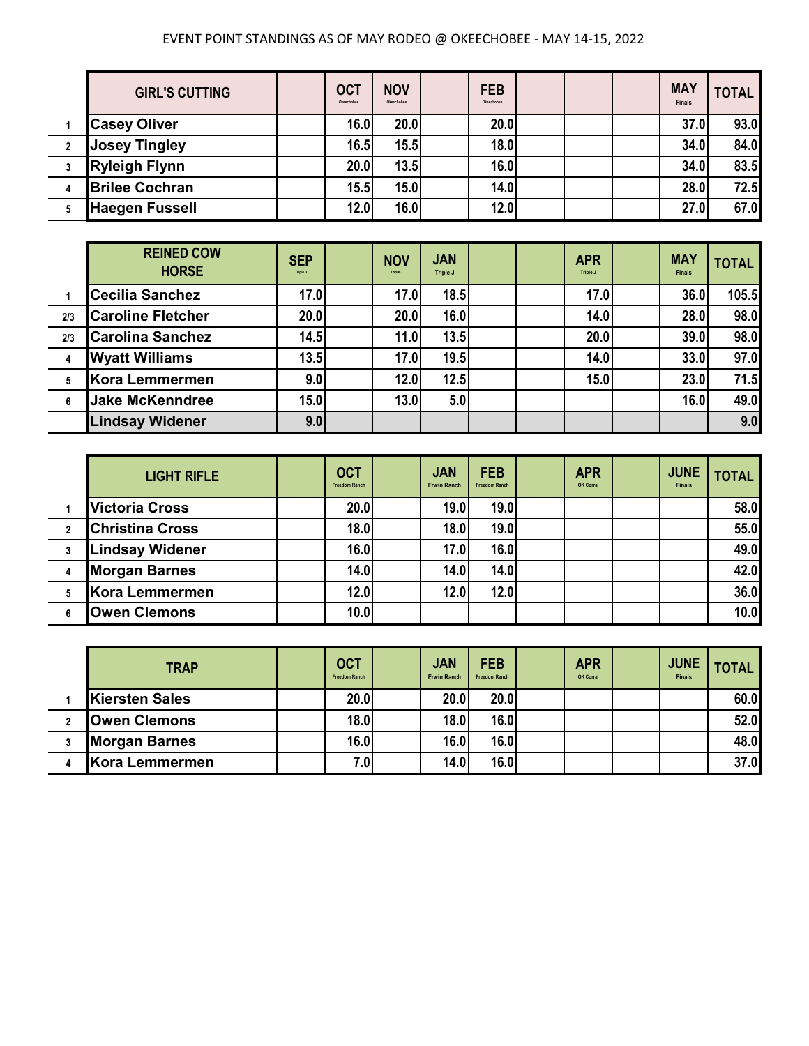EVENT POINT STANDINGS AS OF MAY RODEO @ OKEECHOBEE - MAY 14-15, 2022

| | GIRL'S CUTTING | | OCT Okeechobee | NOV Okeechobee | | FEB Okeechobee | | | | MAY Finals | TOTAL |
|---|---|---|---|---|---|---|---|---|---|---|---|
| 1 | Casey Oliver | | 16.0 | 20.0 | | 20.0 | | | | 37.0 | 93.0 |
| 2 | Josey Tingley | | 16.5 | 15.5 | | 18.0 | | | | 34.0 | 84.0 |
| 3 | Ryleigh Flynn | | 20.0 | 13.5 | | 16.0 | | | | 34.0 | 83.5 |
| 4 | Brilee Cochran | | 15.5 | 15.0 | | 14.0 | | | | 28.0 | 72.5 |
| 5 | Haegen Fussell | | 12.0 | 16.0 | | 12.0 | | | | 27.0 | 67.0 |

| | REINED COW HORSE | SEP Triple J | | NOV Triple J | JAN Triple J | | | APR Triple J | | MAY Finals | TOTAL |
|---|---|---|---|---|---|---|---|---|---|---|---|
| 1 | Cecilia Sanchez | 17.0 | | 17.0 | 18.5 | | | 17.0 | | 36.0 | 105.5 |
| 2/3 | Caroline Fletcher | 20.0 | | 20.0 | 16.0 | | | 14.0 | | 28.0 | 98.0 |
| 2/3 | Carolina Sanchez | 14.5 | | 11.0 | 13.5 | | | 20.0 | | 39.0 | 98.0 |
| 4 | Wyatt Williams | 13.5 | | 17.0 | 19.5 | | | 14.0 | | 33.0 | 97.0 |
| 5 | Kora Lemmermen | 9.0 | | 12.0 | 12.5 | | | 15.0 | | 23.0 | 71.5 |
| 6 | Jake McKenndree | 15.0 | | 13.0 | 5.0 | | | | | 16.0 | 49.0 |
| | Lindsay Widener | 9.0 | | | | | | | | | 9.0 |

| | LIGHT RIFLE | | OCT Freedom Ranch | | JAN Erwin Ranch | FEB Freedom Ranch | | APR OK Corral | | JUNE Finals | TOTAL |
|---|---|---|---|---|---|---|---|---|---|---|---|
| 1 | Victoria Cross | | 20.0 | | 19.0 | 19.0 | | | | | 58.0 |
| 2 | Christina Cross | | 18.0 | | 18.0 | 19.0 | | | | | 55.0 |
| 3 | Lindsay Widener | | 16.0 | | 17.0 | 16.0 | | | | | 49.0 |
| 4 | Morgan Barnes | | 14.0 | | 14.0 | 14.0 | | | | | 42.0 |
| 5 | Kora Lemmermen | | 12.0 | | 12.0 | 12.0 | | | | | 36.0 |
| 6 | Owen Clemons | | 10.0 | | | | | | | | 10.0 |

| | TRAP | | OCT Freedom Ranch | | JAN Erwin Ranch | FEB Freedom Ranch | | APR OK Corral | | JUNE Finals | TOTAL |
|---|---|---|---|---|---|---|---|---|---|---|---|
| 1 | Kiersten Sales | | 20.0 | | 20.0 | 20.0 | | | | | 60.0 |
| 2 | Owen Clemons | | 18.0 | | 18.0 | 16.0 | | | | | 52.0 |
| 3 | Morgan Barnes | | 16.0 | | 16.0 | 16.0 | | | | | 48.0 |
| 4 | Kora Lemmermen | | 7.0 | | 14.0 | 16.0 | | | | | 37.0 |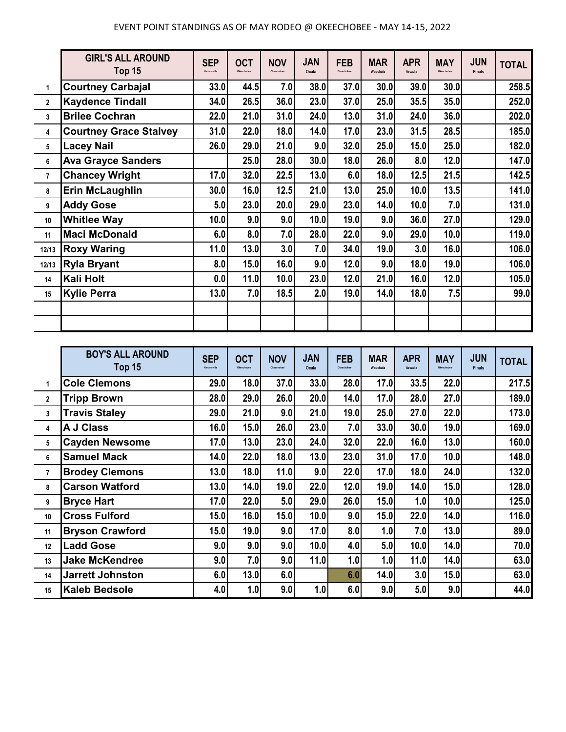EVENT POINT STANDINGS AS OF MAY RODEO @ OKEECHOBEE - MAY 14-15, 2022

| | GIRL'S ALL AROUND Top 15 | SEP Kenansville | OCT Okeechobee | NOV Okeechobee | JAN Ocala | FEB Okeechobee | MAR Wauchula | APR Arcadia | MAY Okeechobee | JUN Finals | TOTAL |
|---|---|---|---|---|---|---|---|---|---|---|---|
| 1 | Courtney Carbajal | 33.0 | 44.5 | 7.0 | 38.0 | 37.0 | 30.0 | 39.0 | 30.0 | | 258.5 |
| 2 | Kaydence Tindall | 34.0 | 26.5 | 36.0 | 23.0 | 37.0 | 25.0 | 35.5 | 35.0 | | 252.0 |
| 3 | Brilee Cochran | 22.0 | 21.0 | 31.0 | 24.0 | 13.0 | 31.0 | 24.0 | 36.0 | | 202.0 |
| 4 | Courtney Grace Stalvey | 31.0 | 22.0 | 18.0 | 14.0 | 17.0 | 23.0 | 31.5 | 28.5 | | 185.0 |
| 5 | Lacey Nail | 26.0 | 29.0 | 21.0 | 9.0 | 32.0 | 25.0 | 15.0 | 25.0 | | 182.0 |
| 6 | Ava Grayce Sanders | | 25.0 | 28.0 | 30.0 | 18.0 | 26.0 | 8.0 | 12.0 | | 147.0 |
| 7 | Chancey Wright | 17.0 | 32.0 | 22.5 | 13.0 | 6.0 | 18.0 | 12.5 | 21.5 | | 142.5 |
| 8 | Erin McLaughlin | 30.0 | 16.0 | 12.5 | 21.0 | 13.0 | 25.0 | 10.0 | 13.5 | | 141.0 |
| 9 | Addy Gose | 5.0 | 23.0 | 20.0 | 29.0 | 23.0 | 14.0 | 10.0 | 7.0 | | 131.0 |
| 10 | Whitlee Way | 10.0 | 9.0 | 9.0 | 10.0 | 19.0 | 9.0 | 36.0 | 27.0 | | 129.0 |
| 11 | Maci McDonald | 6.0 | 8.0 | 7.0 | 28.0 | 22.0 | 9.0 | 29.0 | 10.0 | | 119.0 |
| 12/13 | Roxy Waring | 11.0 | 13.0 | 3.0 | 7.0 | 34.0 | 19.0 | 3.0 | 16.0 | | 106.0 |
| 12/13 | Ryla Bryant | 8.0 | 15.0 | 16.0 | 9.0 | 12.0 | 9.0 | 18.0 | 19.0 | | 106.0 |
| 14 | Kali Holt | 0.0 | 11.0 | 10.0 | 23.0 | 12.0 | 21.0 | 16.0 | 12.0 | | 105.0 |
| 15 | Kylie Perra | 13.0 | 7.0 | 18.5 | 2.0 | 19.0 | 14.0 | 18.0 | 7.5 | | 99.0 |

| | BOY'S ALL AROUND Top 15 | SEP Kenansville | OCT Okeechobee | NOV Okeechobee | JAN Ocala | FEB Okeechobee | MAR Wauchula | APR Arcadia | MAY Okeechobee | JUN Finals | TOTAL |
|---|---|---|---|---|---|---|---|---|---|---|---|
| 1 | Cole Clemons | 29.0 | 18.0 | 37.0 | 33.0 | 28.0 | 17.0 | 33.5 | 22.0 | | 217.5 |
| 2 | Tripp Brown | 28.0 | 29.0 | 26.0 | 20.0 | 14.0 | 17.0 | 28.0 | 27.0 | | 189.0 |
| 3 | Travis Staley | 29.0 | 21.0 | 9.0 | 21.0 | 19.0 | 25.0 | 27.0 | 22.0 | | 173.0 |
| 4 | A J Class | 16.0 | 15.0 | 26.0 | 23.0 | 7.0 | 33.0 | 30.0 | 19.0 | | 169.0 |
| 5 | Cayden Newsome | 17.0 | 13.0 | 23.0 | 24.0 | 32.0 | 22.0 | 16.0 | 13.0 | | 160.0 |
| 6 | Samuel Mack | 14.0 | 22.0 | 18.0 | 13.0 | 23.0 | 31.0 | 17.0 | 10.0 | | 148.0 |
| 7 | Brodey Clemons | 13.0 | 18.0 | 11.0 | 9.0 | 22.0 | 17.0 | 18.0 | 24.0 | | 132.0 |
| 8 | Carson Watford | 13.0 | 14.0 | 19.0 | 22.0 | 12.0 | 19.0 | 14.0 | 15.0 | | 128.0 |
| 9 | Bryce Hart | 17.0 | 22.0 | 5.0 | 29.0 | 26.0 | 15.0 | 1.0 | 10.0 | | 125.0 |
| 10 | Cross Fulford | 15.0 | 16.0 | 15.0 | 10.0 | 9.0 | 15.0 | 22.0 | 14.0 | | 116.0 |
| 11 | Bryson Crawford | 15.0 | 19.0 | 9.0 | 17.0 | 8.0 | 1.0 | 7.0 | 13.0 | | 89.0 |
| 12 | Ladd Gose | 9.0 | 9.0 | 9.0 | 10.0 | 4.0 | 5.0 | 10.0 | 14.0 | | 70.0 |
| 13 | Jake McKendree | 9.0 | 7.0 | 9.0 | 11.0 | 1.0 | 1.0 | 11.0 | 14.0 | | 63.0 |
| 14 | Jarrett Johnston | 6.0 | 13.0 | 6.0 | | 6.0 | 14.0 | 3.0 | 15.0 | | 63.0 |
| 15 | Kaleb Bedsole | 4.0 | 1.0 | 9.0 | 1.0 | 6.0 | 9.0 | 5.0 | 9.0 | | 44.0 |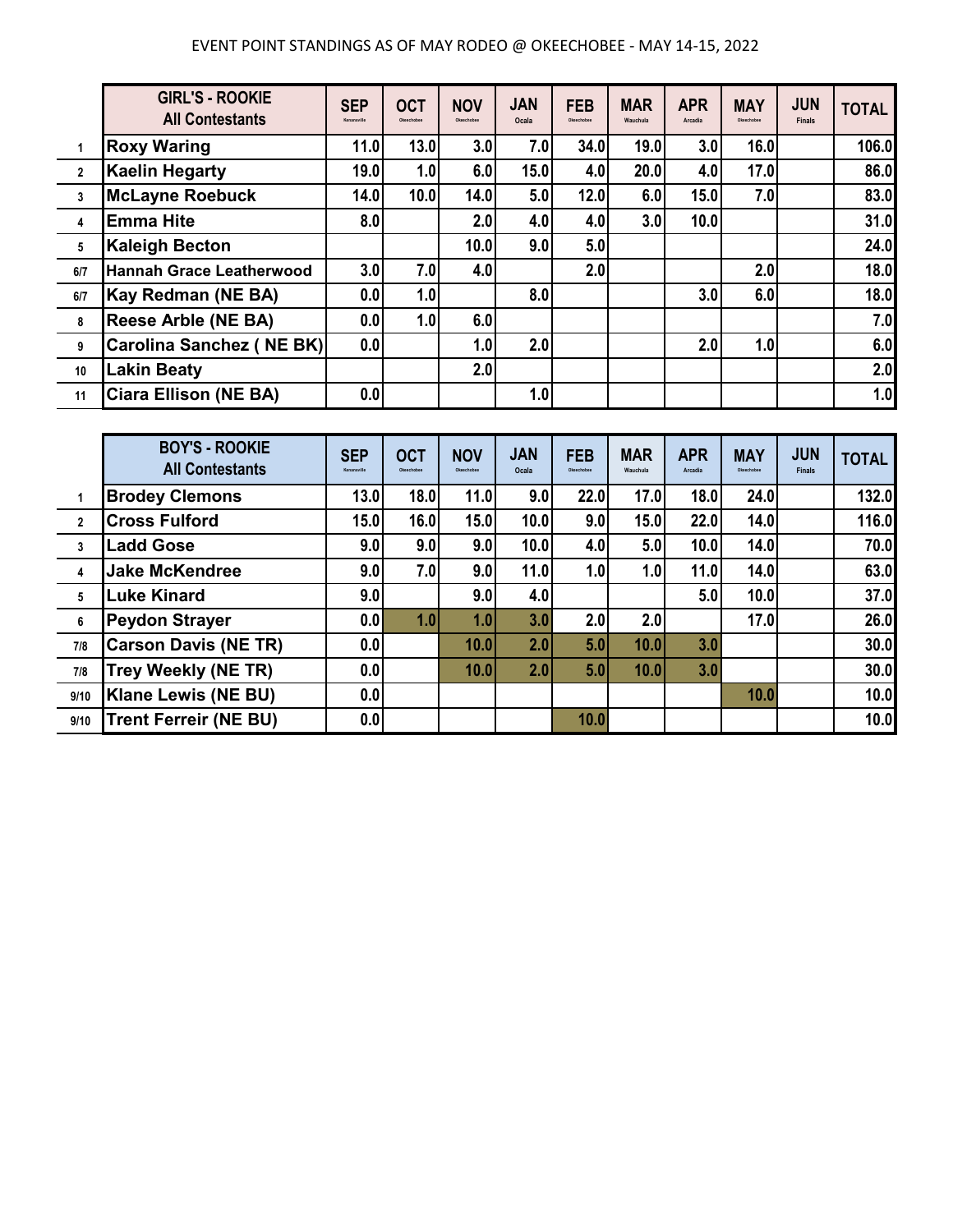EVENT POINT STANDINGS AS OF MAY RODEO @ OKEECHOBEE - MAY 14-15, 2022

| | GIRL'S - ROOKIE All Contestants | SEP Kenansville | OCT Okeechobee | NOV Okeechobee | JAN Ocala | FEB Okeechobee | MAR Wauchula | APR Arcadia | MAY Okeechobee | JUN Finals | TOTAL |
|---|---|---|---|---|---|---|---|---|---|---|---|
| 1 | Roxy Waring | 11.0 | 13.0 | 3.0 | 7.0 | 34.0 | 19.0 | 3.0 | 16.0 | | 106.0 |
| 2 | Kaelin Hegarty | 19.0 | 1.0 | 6.0 | 15.0 | 4.0 | 20.0 | 4.0 | 17.0 | | 86.0 |
| 3 | McLayne Roebuck | 14.0 | 10.0 | 14.0 | 5.0 | 12.0 | 6.0 | 15.0 | 7.0 | | 83.0 |
| 4 | Emma Hite | 8.0 | | 2.0 | 4.0 | 4.0 | 3.0 | 10.0 | | | 31.0 |
| 5 | Kaleigh Becton | | | 10.0 | 9.0 | 5.0 | | | | | 24.0 |
| 6/7 | Hannah Grace Leatherwood | 3.0 | 7.0 | 4.0 | | 2.0 | | | 2.0 | | 18.0 |
| 6/7 | Kay Redman (NE BA) | 0.0 | 1.0 | | 8.0 | | | 3.0 | 6.0 | | 18.0 |
| 8 | Reese Arble (NE BA) | 0.0 | 1.0 | 6.0 | | | | | | | 7.0 |
| 9 | Carolina Sanchez ( NE BK) | 0.0 | | 1.0 | 2.0 | | | 2.0 | 1.0 | | 6.0 |
| 10 | Lakin Beaty | | | 2.0 | | | | | | | 2.0 |
| 11 | Ciara Ellison (NE BA) | 0.0 | | | 1.0 | | | | | | 1.0 |

| | BOY'S - ROOKIE All Contestants | SEP Kenansville | OCT Okeechobee | NOV Okeechobee | JAN Ocala | FEB Okeechobee | MAR Wauchula | APR Arcadia | MAY Okeechobee | JUN Finals | TOTAL |
|---|---|---|---|---|---|---|---|---|---|---|---|
| 1 | Brodey Clemons | 13.0 | 18.0 | 11.0 | 9.0 | 22.0 | 17.0 | 18.0 | 24.0 | | 132.0 |
| 2 | Cross Fulford | 15.0 | 16.0 | 15.0 | 10.0 | 9.0 | 15.0 | 22.0 | 14.0 | | 116.0 |
| 3 | Ladd Gose | 9.0 | 9.0 | 9.0 | 10.0 | 4.0 | 5.0 | 10.0 | 14.0 | | 70.0 |
| 4 | Jake McKendree | 9.0 | 7.0 | 9.0 | 11.0 | 1.0 | 1.0 | 11.0 | 14.0 | | 63.0 |
| 5 | Luke Kinard | 9.0 | | 9.0 | 4.0 | | | 5.0 | 10.0 | | 37.0 |
| 6 | Peydon Strayer | 0.0 | 1.0 | 1.0 | 3.0 | 2.0 | 2.0 | | 17.0 | | 26.0 |
| 7/8 | Carson Davis (NE TR) | 0.0 | | 10.0 | 2.0 | 5.0 | 10.0 | 3.0 | | | 30.0 |
| 7/8 | Trey Weekly (NE TR) | 0.0 | | 10.0 | 2.0 | 5.0 | 10.0 | 3.0 | | | 30.0 |
| 9/10 | Klane Lewis (NE BU) | 0.0 | | | | | | | 10.0 | | 10.0 |
| 9/10 | Trent Ferreir (NE BU) | 0.0 | | | | 10.0 | | | | | 10.0 |